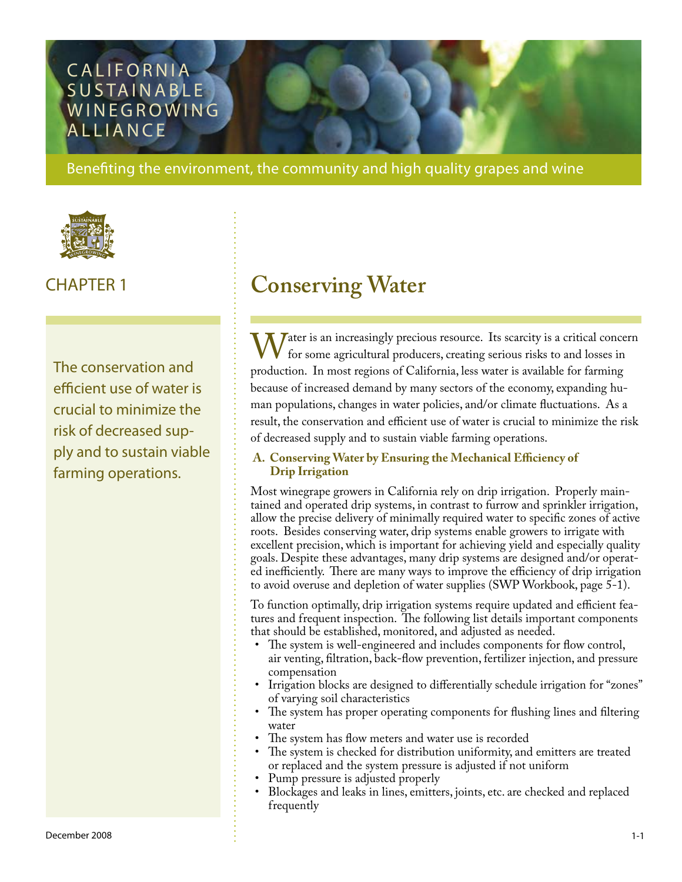CALIFORNIA SUSTAINABLE WINEGROWING ALLIANCE

Benefiting the environment, the community and high quality grapes and wine

CHAPTER 1

# Conserving Water

The conservation and efficient use of water is crucial to minimize the risk of decreased supply and to sustain viable farming operations.

Water is an increasingly precious resource. Its scarcity is a critical concern for some agricultural producers, creating serious risks to and losses in production. In most regions of California, less water is available for farming because of increased demand by many sectors of the economy, expanding human populations, changes in water policies, and/or climate fluctuations. As a result, the conservation and efficient use of water is crucial to minimize the risk of decreased supply and to sustain viable farming operations.

## A. Conserving Water by Ensuring the Mechanical Efficiency of Drip Irrigation

Most winegrape growers in California rely on drip irrigation. Properly maintained and operated drip systems, in contrast to furrow and sprinkler irrigation, allow the precise delivery of minimally required water to specific zones of active roots. Besides conserving water, drip systems enable growers to irrigate with excellent precision, which is important for achieving yield and especially quality goals. Despite these advantages, many drip systems are designed and/or operated inefficiently. There are many ways to improve the efficiency of drip irrigation to avoid overuse and depletion of water supplies (SWP Workbook, page 5-1).

To function optimally, drip irrigation systems require updated and efficient features and frequent inspection. The following list details important components that should be established, monitored, and adjusted as needed.

- The system is well-engineered and includes components for flow control, air venting, filtration, back-flow prevention, fertilizer injection, and pressure compensation
- Irrigation blocks are designed to differentially schedule irrigation for "zones" of varying soil characteristics
- The system has proper operating components for flushing lines and filtering water
- The system has flow meters and water use is recorded
- The system is checked for distribution uniformity, and emitters are treated or replaced and the system pressure is adjusted if not uniform
- Pump pressure is adjusted properly
- Blockages and leaks in lines, emitters, joints, etc. are checked and replaced frequently

December 2008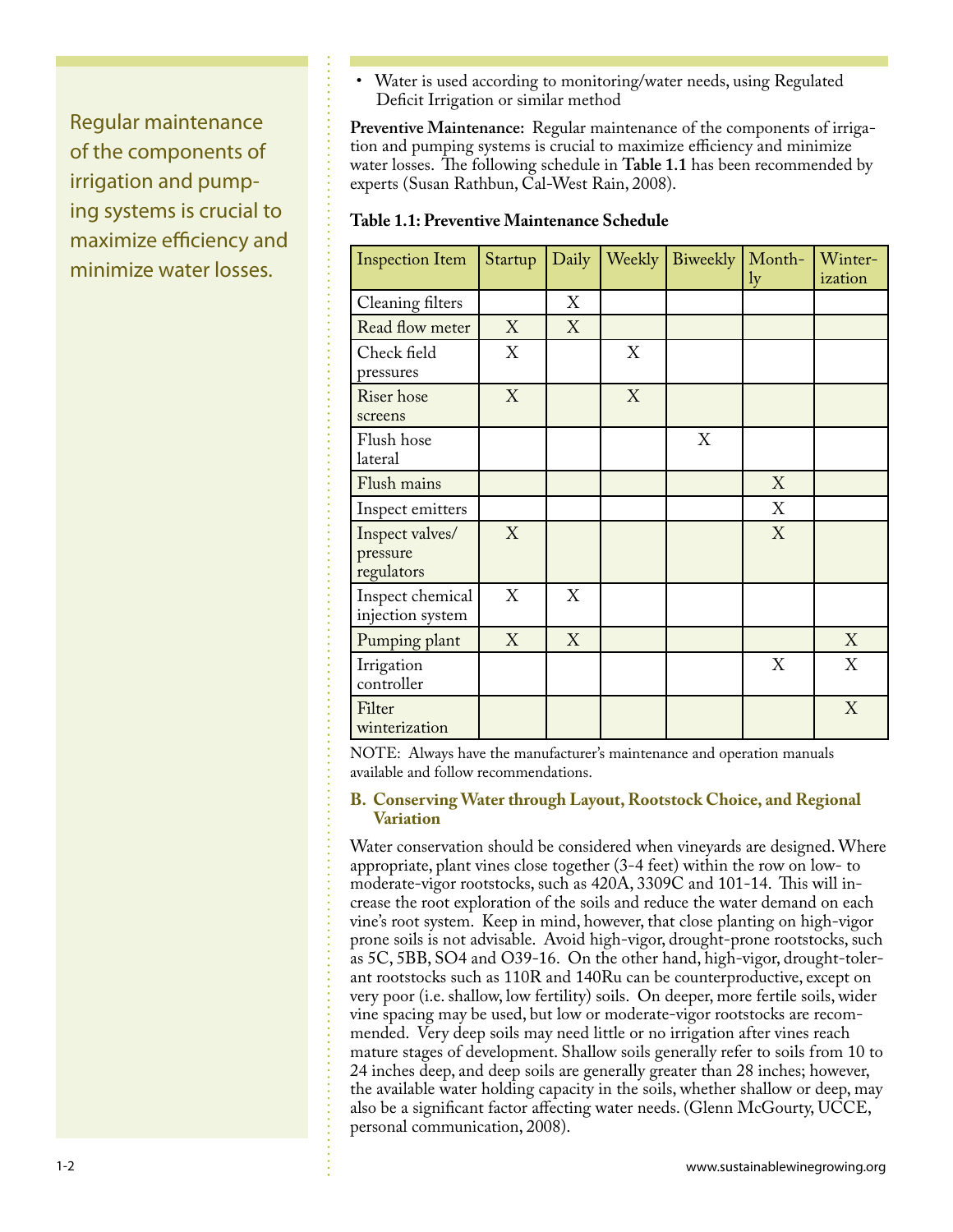Regular maintenance of the components of irrigation and pumping systems is crucial to maximize efficiency and minimize water losses.

- Water is used according to monitoring/water needs, using Regulated Deficit Irrigation or similar method

**Preventive Maintenance:** Regular maintenance of the components of irrigation and pumping systems is crucial to maximize efficiency and minimize water losses. The following schedule in **Table 1.1** has been recommended by experts (Susan Rathbun, Cal-West Rain, 2008).

**Table 1.1: Preventive Maintenance Schedule**

| Inspection Item | Startup | Daily | Weekly | Biweekly | Monthly | Winterization |
|---|---|---|---|---|---|---|
| Cleaning filters | | X | | | | |
| Read flow meter | X | X | | | | |
| Check field pressures | X | | X | | | |
| Riser hose screens | X | | X | | | |
| Flush hose lateral | | | | X | | |
| Flush mains | | | | | X | |
| Inspect emitters | | | | | X | |
| Inspect valves/ pressure regulators | X | | | | X | |
| Inspect chemical injection system | X | X | | | | |
| Pumping plant | X | X | | | | X |
| Irrigation controller | | | | | X | X |
| Filter winterization | | | | | | X |

NOTE: Always have the manufacturer's maintenance and operation manuals available and follow recommendations.

### B. Conserving Water through Layout, Rootstock Choice, and Regional Variation

Water conservation should be considered when vineyards are designed. Where appropriate, plant vines close together (3-4 feet) within the row on low- to moderate-vigor rootstocks, such as 420A, 3309C and 101-14. This will increase the root exploration of the soils and reduce the water demand on each vine's root system. Keep in mind, however, that close planting on high-vigor prone soils is not advisable. Avoid high-vigor, drought-prone rootstocks, such as 5C, 5BB, SO4 and O39-16. On the other hand, high-vigor, drought-tolerant rootstocks such as 110R and 140Ru can be counterproductive, except on very poor (i.e. shallow, low fertility) soils. On deeper, more fertile soils, wider vine spacing may be used, but low or moderate-vigor rootstocks are recommended. Very deep soils may need little or no irrigation after vines reach mature stages of development. Shallow soils generally refer to soils from 10 to 24 inches deep, and deep soils are generally greater than 28 inches; however, the available water holding capacity in the soils, whether shallow or deep, may also be a significant factor affecting water needs. (Glenn McGourty, UCCE, personal communication, 2008).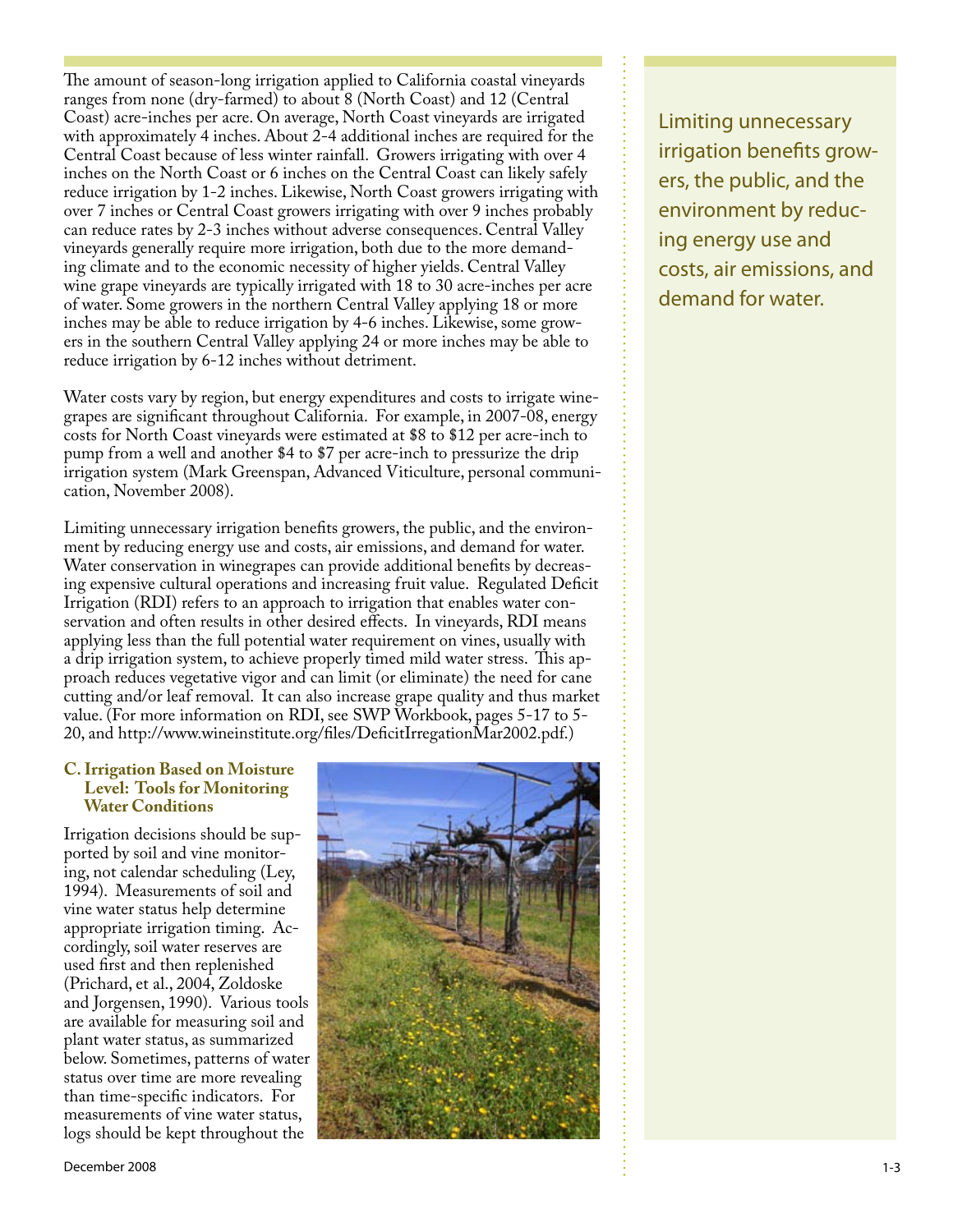The amount of season-long irrigation applied to California coastal vineyards ranges from none (dry-farmed) to about 8 (North Coast) and 12 (Central Coast) acre-inches per acre. On average, North Coast vineyards are irrigated with approximately 4 inches. About 2-4 additional inches are required for the Central Coast because of less winter rainfall. Growers irrigating with over 4 inches on the North Coast or 6 inches on the Central Coast can likely safely reduce irrigation by 1-2 inches. Likewise, North Coast growers irrigating with over 7 inches or Central Coast growers irrigating with over 9 inches probably can reduce rates by 2-3 inches without adverse consequences. Central Valley vineyards generally require more irrigation, both due to the more demanding climate and to the economic necessity of higher yields. Central Valley wine grape vineyards are typically irrigated with 18 to 30 acre-inches per acre of water. Some growers in the northern Central Valley applying 18 or more inches may be able to reduce irrigation by 4-6 inches. Likewise, some growers in the southern Central Valley applying 24 or more inches may be able to reduce irrigation by 6-12 inches without detriment.

Water costs vary by region, but energy expenditures and costs to irrigate winegrapes are significant throughout California. For example, in 2007-08, energy costs for North Coast vineyards were estimated at $8 to $12 per acre-inch to pump from a well and another $4 to $7 per acre-inch to pressurize the drip irrigation system (Mark Greenspan, Advanced Viticulture, personal communication, November 2008).

Limiting unnecessary irrigation benefits growers, the public, and the environment by reducing energy use and costs, air emissions, and demand for water. Water conservation in winegrapes can provide additional benefits by decreasing expensive cultural operations and increasing fruit value. Regulated Deficit Irrigation (RDI) refers to an approach to irrigation that enables water conservation and often results in other desired effects. In vineyards, RDI means applying less than the full potential water requirement on vines, usually with a drip irrigation system, to achieve properly timed mild water stress. This approach reduces vegetative vigor and can limit (or eliminate) the need for cane cutting and/or leaf removal. It can also increase grape quality and thus market value. (For more information on RDI, see SWP Workbook, pages 5-17 to 5-20, and http://www.wineinstitute.org/files/DeficitIrregationMar2002.pdf.)

> Limiting unnecessary irrigation benefits growers, the public, and the environment by reducing energy use and costs, air emissions, and demand for water.

### C. Irrigation Based on Moisture Level: Tools for Monitoring Water Conditions

Irrigation decisions should be supported by soil and vine monitoring, not calendar scheduling (Ley, 1994). Measurements of soil and vine water status help determine appropriate irrigation timing. Accordingly, soil water reserves are used first and then replenished (Prichard, et al., 2004, Zoldoske and Jorgensen, 1990). Various tools are available for measuring soil and plant water status, as summarized below. Sometimes, patterns of water status over time are more revealing than time-specific indicators. For measurements of vine water status, logs should be kept throughout the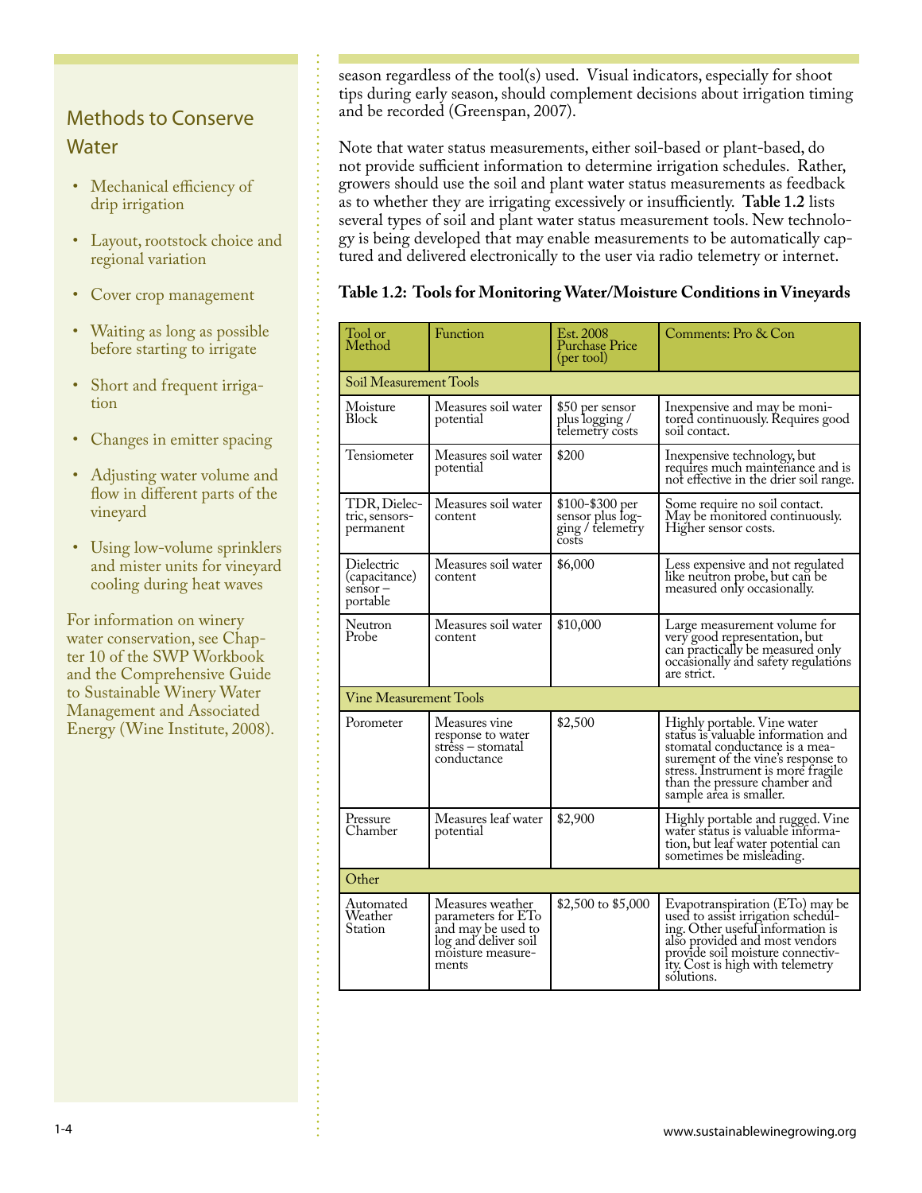## Methods to Conserve Water

- Mechanical efficiency of drip irrigation
- Layout, rootstock choice and regional variation
- Cover crop management
- Waiting as long as possible before starting to irrigate
- Short and frequent irrigation
- Changes in emitter spacing
- Adjusting water volume and flow in different parts of the vineyard
- Using low-volume sprinklers and mister units for vineyard cooling during heat waves

For information on winery water conservation, see Chapter 10 of the SWP Workbook and the Comprehensive Guide to Sustainable Winery Water Management and Associated Energy (Wine Institute, 2008).

season regardless of the tool(s) used. Visual indicators, especially for shoot tips during early season, should complement decisions about irrigation timing and be recorded (Greenspan, 2007).

Note that water status measurements, either soil-based or plant-based, do not provide sufficient information to determine irrigation schedules. Rather, growers should use the soil and plant water status measurements as feedback as to whether they are irrigating excessively or insufficiently. **Table 1.2** lists several types of soil and plant water status measurement tools. New technology is being developed that may enable measurements to be automatically captured and delivered electronically to the user via radio telemetry or internet.

**Table 1.2: Tools for Monitoring Water/Moisture Conditions in Vineyards**

| Tool or Method | Function | Est. 2008 Purchase Price (per tool) | Comments: Pro & Con |
|---|---|---|---|
| Soil Measurement Tools | | | |
| Moisture Block | Measures soil water potential | $50 per sensor plus logging / telemetry costs | Inexpensive and may be monitored continuously. Requires good soil contact. |
| Tensiometer | Measures soil water potential | $200 | Inexpensive technology, but requires much maintenance and is not effective in the drier soil range. |
| TDR, Dielectric, sensors-permanent | Measures soil water content | $100-$300 per sensor plus logging / telemetry costs | Some require no soil contact. May be monitored continuously. Higher sensor costs. |
| Dielectric (capacitance) sensor – portable | Measures soil water content | $6,000 | Less expensive and not regulated like neutron probe, but can be measured only occasionally. |
| Neutron Probe | Measures soil water content | $10,000 | Large measurement volume for very good representation, but can practically be measured only occasionally and safety regulations are strict. |
| Vine Measurement Tools | | | |
| Porometer | Measures vine response to water stress – stomatal conductance | $2,500 | Highly portable. Vine water status is valuable information and stomatal conductance is a measurement of the vine's response to stress. Instrument is more fragile than the pressure chamber and sample area is smaller. |
| Pressure Chamber | Measures leaf water potential | $2,900 | Highly portable and rugged. Vine water status is valuable information, but leaf water potential can sometimes be misleading. |
| Other | | | |
| Automated Weather Station | Measures weather parameters for ETo and may be used to log and deliver soil moisture measurements | $2,500 to $5,000 | Evapotranspiration (ETo) may be used to assist irrigation scheduling. Other useful information is also provided and most vendors provide soil moisture connectivity. Cost is high with telemetry solutions. |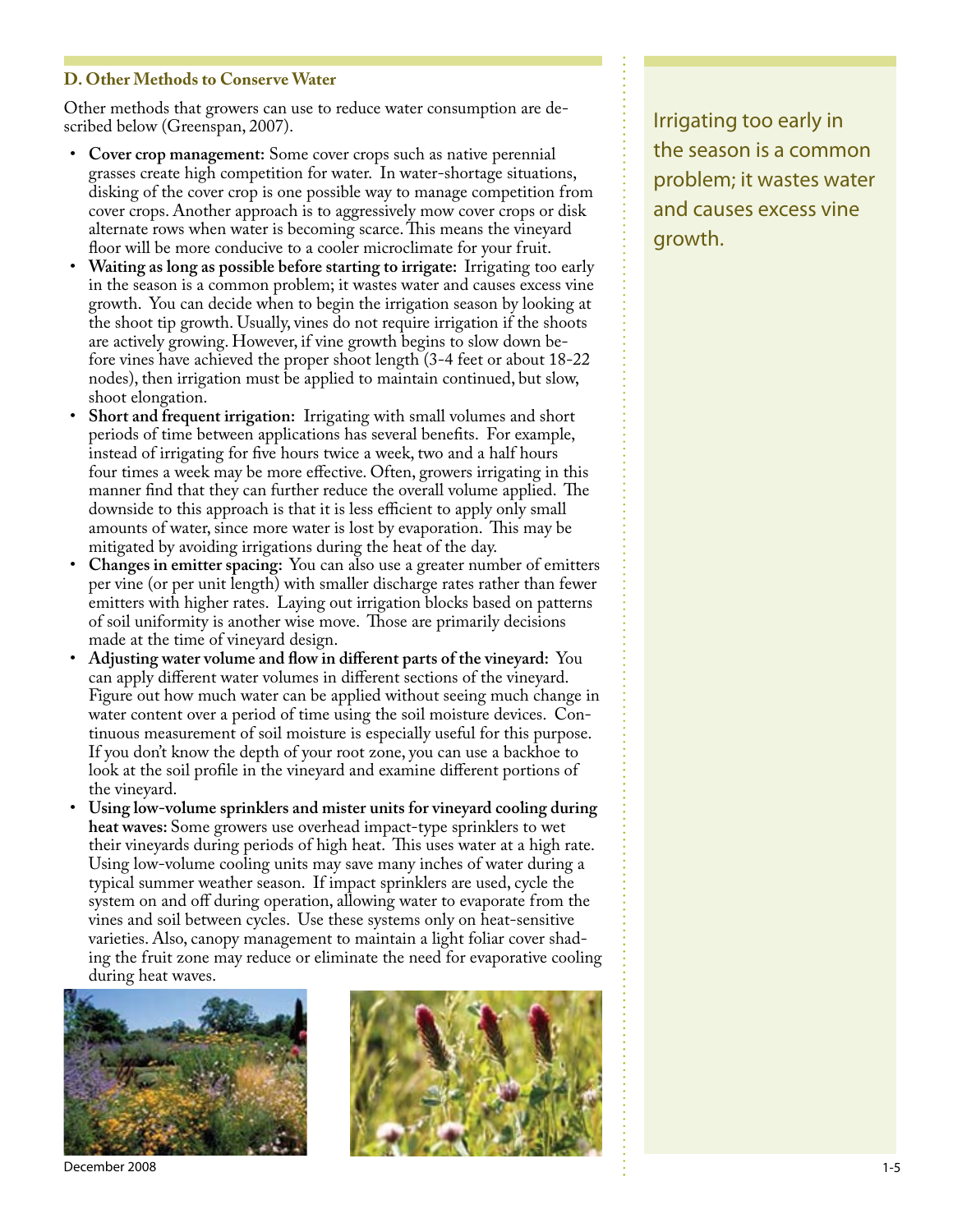### D. Other Methods to Conserve Water

Other methods that growers can use to reduce water consumption are described below (Greenspan, 2007).

- **Cover crop management:** Some cover crops such as native perennial grasses create high competition for water. In water-shortage situations, disking of the cover crop is one possible way to manage competition from cover crops. Another approach is to aggressively mow cover crops or disk alternate rows when water is becoming scarce. This means the vineyard floor will be more conducive to a cooler microclimate for your fruit.
- **Waiting as long as possible before starting to irrigate:** Irrigating too early in the season is a common problem; it wastes water and causes excess vine growth. You can decide when to begin the irrigation season by looking at the shoot tip growth. Usually, vines do not require irrigation if the shoots are actively growing. However, if vine growth begins to slow down before vines have achieved the proper shoot length (3-4 feet or about 18-22 nodes), then irrigation must be applied to maintain continued, but slow, shoot elongation.
- **Short and frequent irrigation:** Irrigating with small volumes and short periods of time between applications has several benefits. For example, instead of irrigating for five hours twice a week, two and a half hours four times a week may be more effective. Often, growers irrigating in this manner find that they can further reduce the overall volume applied. The downside to this approach is that it is less efficient to apply only small amounts of water, since more water is lost by evaporation. This may be mitigated by avoiding irrigations during the heat of the day.
- **Changes in emitter spacing:** You can also use a greater number of emitters per vine (or per unit length) with smaller discharge rates rather than fewer emitters with higher rates. Laying out irrigation blocks based on patterns of soil uniformity is another wise move. Those are primarily decisions made at the time of vineyard design.
- **Adjusting water volume and flow in different parts of the vineyard:** You can apply different water volumes in different sections of the vineyard. Figure out how much water can be applied without seeing much change in water content over a period of time using the soil moisture devices. Continuous measurement of soil moisture is especially useful for this purpose. If you don't know the depth of your root zone, you can use a backhoe to look at the soil profile in the vineyard and examine different portions of the vineyard.
- **Using low-volume sprinklers and mister units for vineyard cooling during heat waves:** Some growers use overhead impact-type sprinklers to wet their vineyards during periods of high heat. This uses water at a high rate. Using low-volume cooling units may save many inches of water during a typical summer weather season. If impact sprinklers are used, cycle the system on and off during operation, allowing water to evaporate from the vines and soil between cycles. Use these systems only on heat-sensitive varieties. Also, canopy management to maintain a light foliar cover shading the fruit zone may reduce or eliminate the need for evaporative cooling during heat waves.

Irrigating too early in the season is a common problem; it wastes water and causes excess vine growth.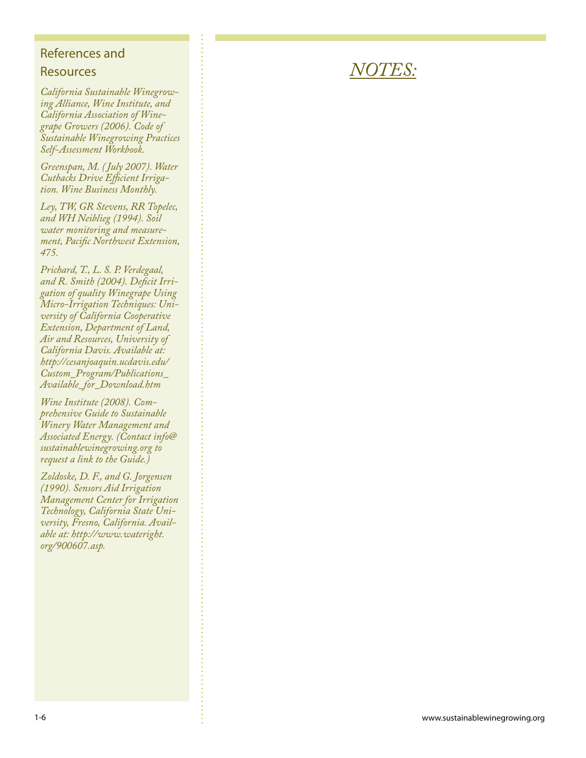## References and Resources

*California Sustainable Winegrowing Alliance, Wine Institute, and California Association of Winegrape Growers (2006). Code of Sustainable Winegrowing Practices Self-Assessment Workbook.*

*Greenspan, M. (July 2007). Water Cutbacks Drive Efficient Irrigation. Wine Business Monthly.*

*Ley, TW, GR Stevens, RR Topelec, and WH Neiblieg (1994). Soil water monitoring and measurement, Pacific Northwest Extension, 475.*

*Prichard, T., L. S. P. Verdegaal, and R. Smith (2004). Deficit Irrigation of quality Winegrape Using Micro-Irrigation Techniques: University of California Cooperative Extension, Department of Land, Air and Resources, University of California Davis. Available at: http://cesanjoaquin.ucdavis.edu/Custom_Program/Publications_Available_for_Download.htm*

*Wine Institute (2008). Comprehensive Guide to Sustainable Winery Water Management and Associated Energy. (Contact info@sustainablewinegrowing.org to request a link to the Guide.)*

*Zoldoske, D. F., and G. Jorgensen (1990). Sensors Aid Irrigation Management Center for Irrigation Technology, California State University, Fresno, California. Available at: http://www.wateright.org/900607.asp.*

## *NOTES:*